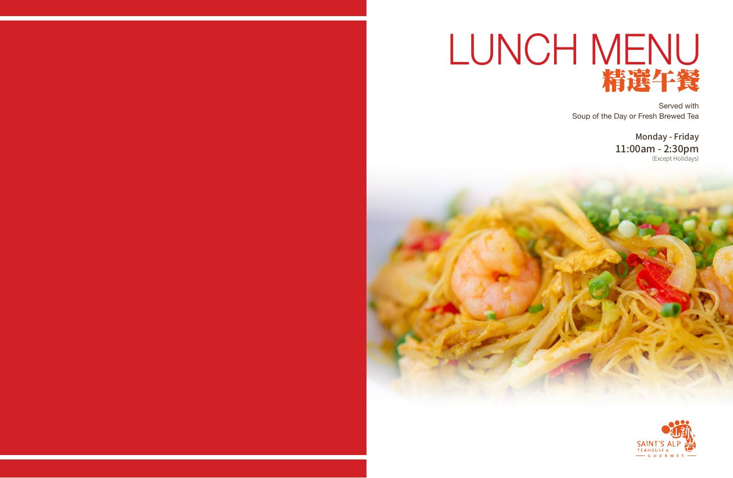# LUNCH MENU
## 精選午餐

Served with
Soup of the Day or Fresh Brewed Tea

Monday - Friday
11:00am - 2:30pm
(Except Holidays)

SAINT'S ALP TEAHOUSE & GOURMET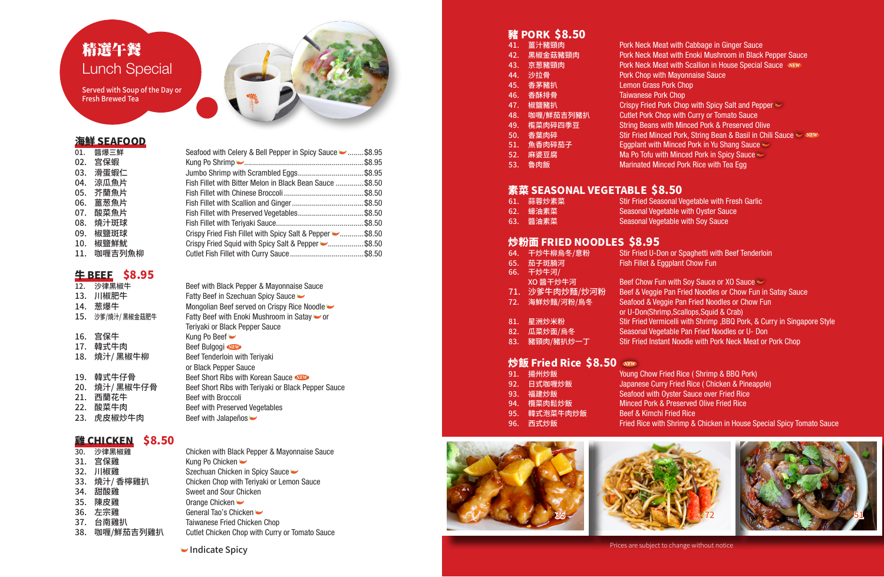# 精選午餐

# Lunch Special

Served with Soup of the Day or Fresh Brewed Tea

## 海鮮 SEAFOOD

| | | | |
|---|---|---|---|
| 01. | 醬爆三鮮 | Seafood with Celery & Bell Pepper in Spicy Sauce 🌶 | $8.95 |
| 02. | 宮保蝦 | Kung Po Shrimp 🌶 | $8.95 |
| 03. | 滑蛋蝦仁 | Jumbo Shrimp with Scrambled Eggs | $8.95 |
| 04. | 涼瓜魚片 | Fish Fillet with Bitter Melon in Black Bean Sauce | $8.50 |
| 05. | 芥蘭魚片 | Fish Fillet with Chinese Broccoli | $8.50 |
| 06. | 薑葱魚片 | Fish Fillet with Scallion and Ginger | $8.50 |
| 07. | 酸菜魚片 | Fish Fillet with Preserved Vegetables | $8.50 |
| 08. | 燒汁斑球 | Fish Fillet with Teriyaki Sauce | $8.50 |
| 09. | 椒鹽斑球 | Crispy Fried Fish Fillet with Spicy Salt & Pepper 🌶 | $8.50 |
| 10. | 椒鹽鮮魷 | Crispy Fried Squid with Spicy Salt & Pepper 🌶 | $8.50 |
| 11. | 咖喱吉列魚柳 | Cutlet Fish Fillet with Curry Sauce | $8.50 |

## 牛 BEEF $8.95

| | | |
|---|---|---|
| 12. | 沙律黑椒牛 | Beef with Black Pepper & Mayonnaise Sauce |
| 13. | 川椒肥牛 | Fatty Beef in Szechuan Spicy Sauce 🌶 |
| 14. | 葱爆牛 | Mongolian Beef served on Crispy Rice Noodle 🌶 |
| 15. | 沙爹/燒汁/黑椒金菇肥牛 | Fatty Beef with Enoki Mushroom in Satay 🌶 or Teriyaki or Black Pepper Sauce |
| 16. | 宮保牛 | Kung Po Beef 🌶 |
| 17. | 韓式牛肉 | Beef Bulgogi NEW |
| 18. | 燒汁/黑椒牛柳 | Beef Tenderloin with Teriyaki or Black Pepper Sauce |
| 19. | 韓式牛仔骨 | Beef Short Ribs with Korean Sauce NEW |
| 20. | 燒汁/黑椒牛仔骨 | Beef Short Ribs with Teriyaki or Black Pepper Sauce |
| 21. | 西蘭花牛 | Beef with Broccoli |
| 22. | 酸菜牛肉 | Beef with Preserved Vegetables |
| 23. | 虎皮椒炒牛肉 | Beef with Jalapeños 🌶 |

## 雞 CHICKEN $8.50

| | | |
|---|---|---|
| 30. | 沙律黑椒雞 | Chicken with Black Pepper & Mayonnaise Sauce |
| 31. | 宮保雞 | Kung Po Chicken 🌶 |
| 32. | 川椒雞 | Szechuan Chicken in Spicy Sauce 🌶 |
| 33. | 燒汁/香檸雞扒 | Chicken Chop with Teriyaki or Lemon Sauce |
| 34. | 甜酸雞 | Sweet and Sour Chicken |
| 35. | 陳皮雞 | Orange Chicken 🌶 |
| 36. | 左宗雞 | General Tao's Chicken 🌶 |
| 37. | 台南雞扒 | Taiwanese Fried Chicken Chop |
| 38. | 咖喱/鮮茄吉列雞扒 | Cutlet Chicken Chop with Curry or Tomato Sauce |

🌶 Indicate Spicy

## 豬 PORK $8.50

| | | |
|---|---|---|
| 41. | 薑汁豬頸肉 | Pork Neck Meat with Cabbage in Ginger Sauce |
| 42. | 黑椒金菇豬頸肉 | Pork Neck Meat with Enoki Mushroom in Black Pepper Sauce |
| 43. | 京葱豬頸肉 | Pork Neck Meat with Scallion in House Special Sauce NEW |
| 44. | 沙拉骨 | Pork Chop with Mayonnaise Sauce |
| 45. | 香茅豬扒 | Lemon Grass Pork Chop |
| 46. | 香酥排骨 | Taiwanese Pork Chop |
| 47. | 椒鹽豬扒 | Crispy Fried Pork Chop with Spicy Salt and Pepper 🌶 |
| 48. | 咖喱/鮮茄吉列豬扒 | Cutlet Pork Chop with Curry or Tomato Sauce |
| 49. | 欖菜肉碎四季豆 | String Beans with Minced Pork & Preserved Olive |
| 50. | 香葉肉碎 | Stir Fried Minced Pork, String Bean & Basil in Chili Sauce 🌶 NEW |
| 51. | 魚香肉碎茄子 | Eggplant with Minced Pork in Yu Shang Sauce 🌶 |
| 52. | 麻婆豆腐 | Ma Po Tofu with Minced Pork in Spicy Sauce 🌶 |
| 53. | 魯肉飯 | Marinated Minced Pork Rice with Tea Egg |

## 素菜 SEASONAL VEGETABLE $8.50

| | | |
|---|---|---|
| 61. | 蒜蓉炒素菜 | Stir Fried Seasonal Vegetable with Fresh Garlic |
| 62. | 蠔油素菜 | Seasonal Vegetable with Oyster Sauce |
| 63. | 醬油素菜 | Seasonal Vegetable with Soy Sauce |

## 炒粉面 FRIED NOODLES $8.95

| | | |
|---|---|---|
| 64. | 干炒牛柳烏冬/意粉 | Stir Fried U-Don or Spaghetti with Beef Tenderloin |
| 65. | 茄子斑腩河 | Fish Fillet & Eggplant Chow Fun |
| 66. | 干炒牛河/XO 醬干炒牛河 | Beef Chow Fun with Soy Sauce or XO Sauce 🌶 |
| 71. | 沙爹牛肉炒麵/炒河粉 | Beef & Veggie Pan Fried Noodles or Chow Fun in Satay Sauce |
| 72. | 海鮮炒麵/河粉/烏冬 | Seafood & Veggie Pan Fried Noodles or Chow Fun or U-Don(Shrimp,Scallops,Squid & Crab) |
| 81. | 星洲炒米粉 | Stir Fried Vermicelli with Shrimp ,BBQ Pork, & Curry in Singapore Style |
| 82. | 瓜菜炒面/烏冬 | Seasonal Vegetable Pan Fried Noodles or U- Don |
| 83. | 豬頸肉/豬扒炒一丁 | Stir Fried Instant Noodle with Pork Neck Meat or Pork Chop |

## 炒飯 Fried Rice $8.50 NEW

| | | |
|---|---|---|
| 91. | 揚州炒飯 | Young Chow Fried Rice ( Shrimp & BBQ Pork) |
| 92. | 日式咖喱炒飯 | Japanese Curry Fried Rice ( Chicken & Pineapple) |
| 93. | 福建炒飯 | Seafood with Oyster Sauce over Fried Rice |
| 94. | 欖菜肉鬆炒飯 | Minced Pork & Preserved Olive Fried Rice |
| 95. | 韓式泡菜牛肉炒飯 | Beef & Kimchi Fried Rice |
| 96. | 西式炒飯 | Fried Rice with Shrimp & Chicken in House Special Spicy Tomato Sauce |

35 72 51

Prices are subject to change without notice